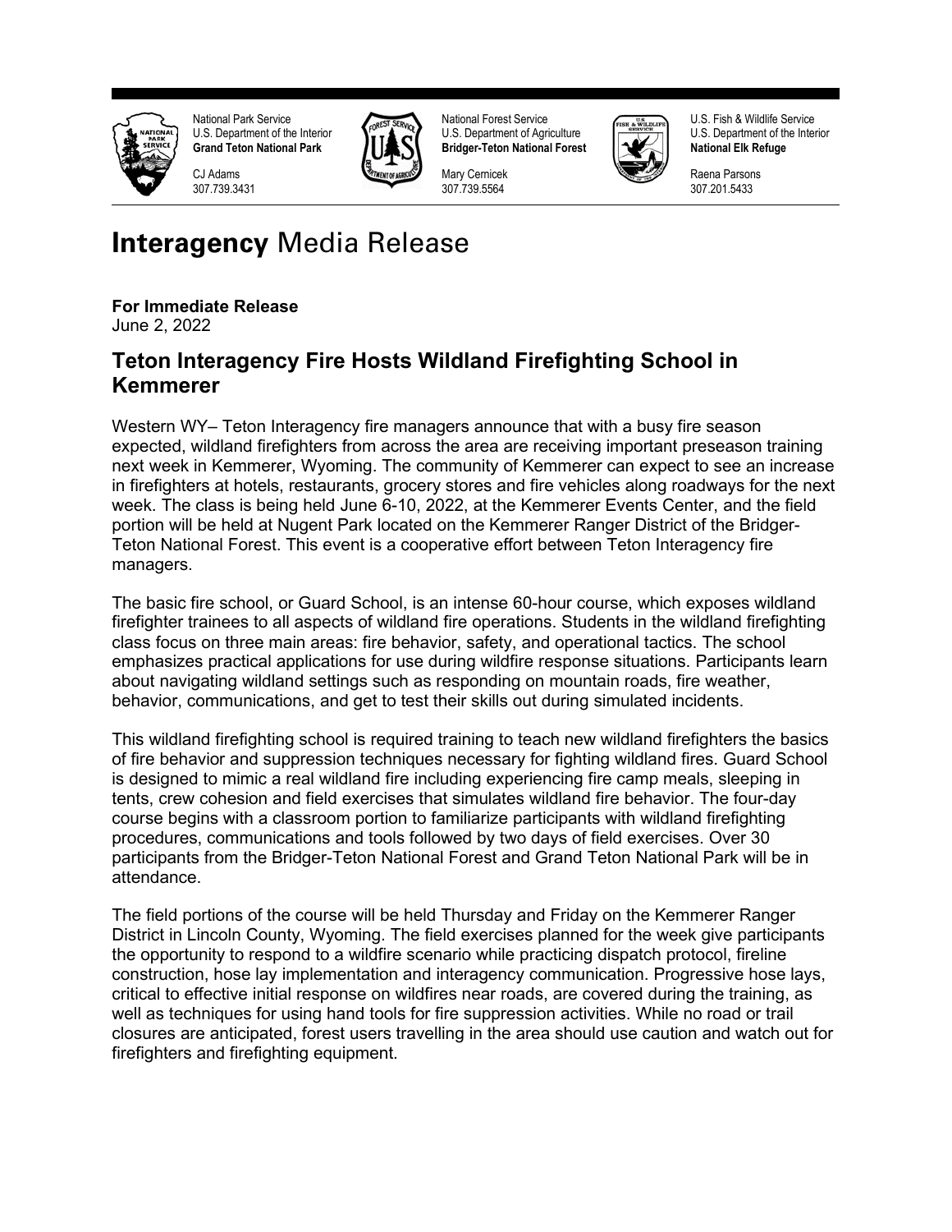National Park Service
U.S. Department of the Interior
**Grand Teton National Park**

CJ Adams
307.739.3431

National Forest Service
U.S. Department of Agriculture
**Bridger-Teton National Forest**

Mary Cernicek
307.739.5564

U.S. Fish & Wildlife Service
U.S. Department of the Interior
**National Elk Refuge**

Raena Parsons
307.201.5433

# **Interagency** Media Release

**For Immediate Release**
June 2, 2022

## Teton Interagency Fire Hosts Wildland Firefighting School in Kemmerer

Western WY– Teton Interagency fire managers announce that with a busy fire season expected, wildland firefighters from across the area are receiving important preseason training next week in Kemmerer, Wyoming. The community of Kemmerer can expect to see an increase in firefighters at hotels, restaurants, grocery stores and fire vehicles along roadways for the next week. The class is being held June 6-10, 2022, at the Kemmerer Events Center, and the field portion will be held at Nugent Park located on the Kemmerer Ranger District of the Bridger-Teton National Forest. This event is a cooperative effort between Teton Interagency fire managers.

The basic fire school, or Guard School, is an intense 60-hour course, which exposes wildland firefighter trainees to all aspects of wildland fire operations. Students in the wildland firefighting class focus on three main areas: fire behavior, safety, and operational tactics. The school emphasizes practical applications for use during wildfire response situations. Participants learn about navigating wildland settings such as responding on mountain roads, fire weather, behavior, communications, and get to test their skills out during simulated incidents.

This wildland firefighting school is required training to teach new wildland firefighters the basics of fire behavior and suppression techniques necessary for fighting wildland fires. Guard School is designed to mimic a real wildland fire including experiencing fire camp meals, sleeping in tents, crew cohesion and field exercises that simulates wildland fire behavior. The four-day course begins with a classroom portion to familiarize participants with wildland firefighting procedures, communications and tools followed by two days of field exercises. Over 30 participants from the Bridger-Teton National Forest and Grand Teton National Park will be in attendance.

The field portions of the course will be held Thursday and Friday on the Kemmerer Ranger District in Lincoln County, Wyoming. The field exercises planned for the week give participants the opportunity to respond to a wildfire scenario while practicing dispatch protocol, fireline construction, hose lay implementation and interagency communication. Progressive hose lays, critical to effective initial response on wildfires near roads, are covered during the training, as well as techniques for using hand tools for fire suppression activities. While no road or trail closures are anticipated, forest users travelling in the area should use caution and watch out for firefighters and firefighting equipment.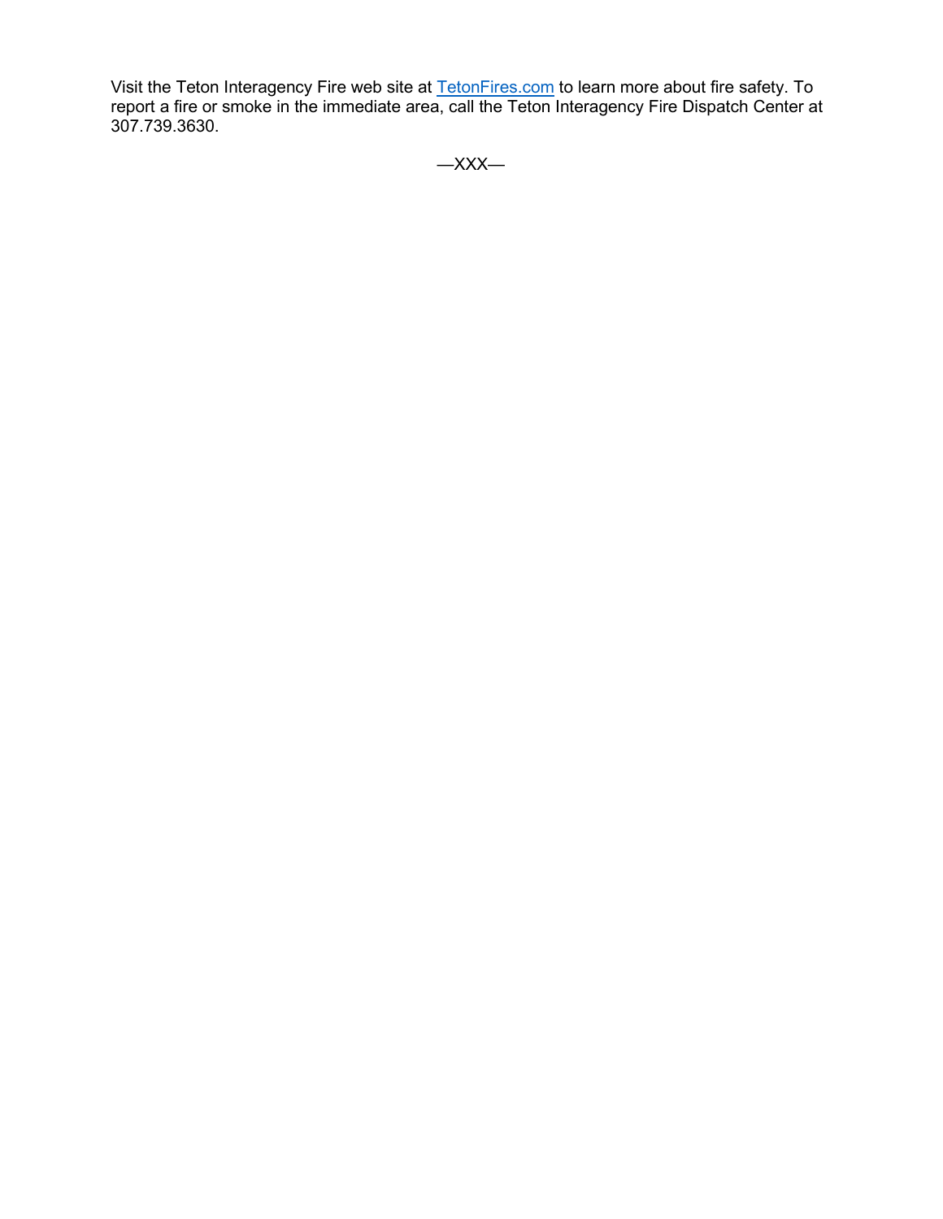Visit the Teton Interagency Fire web site at TetonFires.com to learn more about fire safety. To report a fire or smoke in the immediate area, call the Teton Interagency Fire Dispatch Center at 307.739.3630.

—XXX—